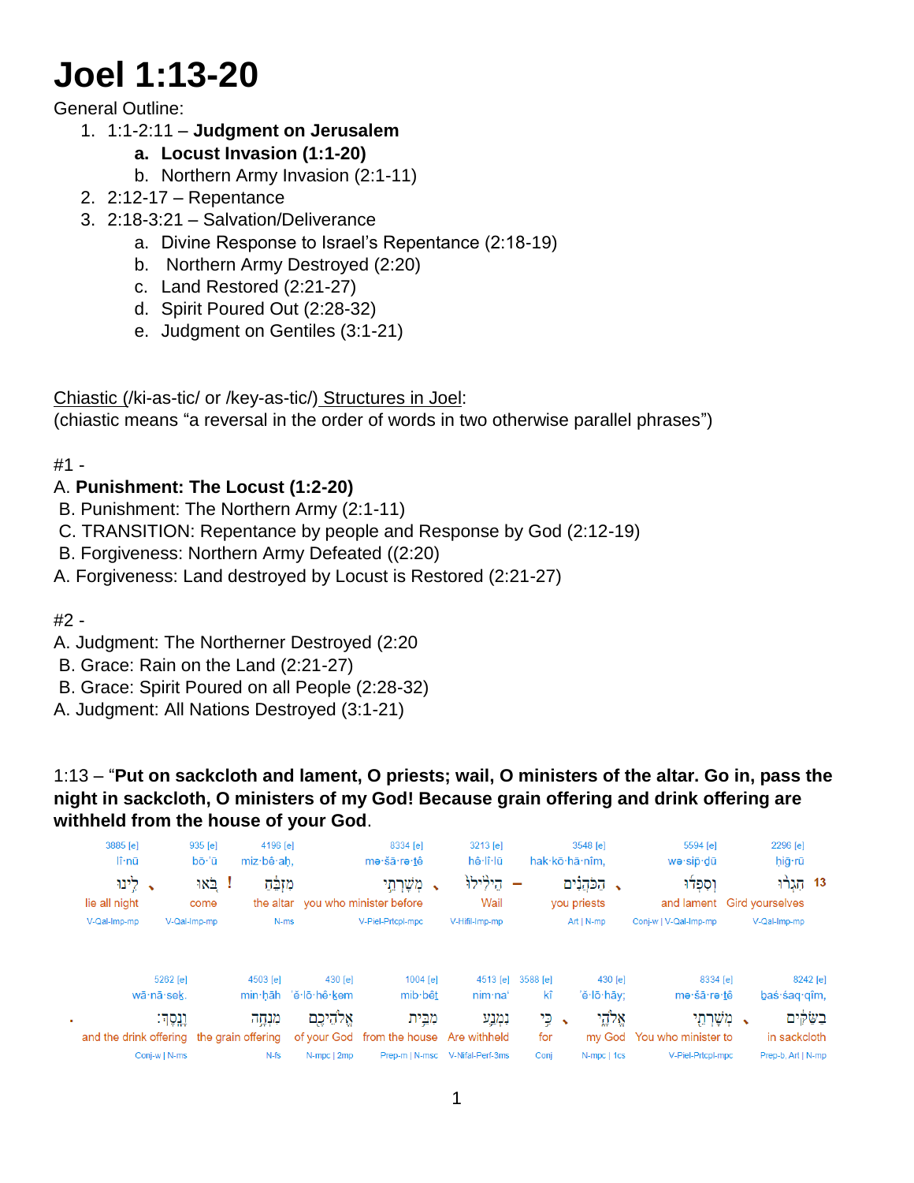# Joel 1:13-20

General Outline:

1. 1:1-2:11 – **Judgment on Jerusalem**
   a. **Locust Invasion (1:1-20)**
   b. Northern Army Invasion (2:1-11)
2. 2:12-17 – Repentance
3. 2:18-3:21 – Salvation/Deliverance
   a. Divine Response to Israel's Repentance (2:18-19)
   b. Northern Army Destroyed (2:20)
   c. Land Restored (2:21-27)
   d. Spirit Poured Out (2:28-32)
   e. Judgment on Gentiles (3:1-21)

Chiastic (/ki-as-tic/ or /key-as-tic/) Structures in Joel:
(chiastic means "a reversal in the order of words in two otherwise parallel phrases")

#1 -

A. **Punishment: The Locust (1:2-20)**
 B. Punishment: The Northern Army (2:1-11)
  C. TRANSITION: Repentance by people and Response by God (2:12-19)
 B. Forgiveness: Northern Army Defeated ((2:20)
A. Forgiveness: Land destroyed by Locust is Restored (2:21-27)

#2 -

A. Judgment: The Northerner Destroyed (2:20
 B. Grace: Rain on the Land (2:21-27)
 B. Grace: Spirit Poured on all People (2:28-32)
A. Judgment: All Nations Destroyed (3:1-21)

1:13 – "**Put on sackcloth and lament, O priests; wail, O ministers of the altar. Go in, pass the night in sackcloth, O ministers of my God! Because grain offering and drink offering are withheld from the house of your God**.

| 3885 [e] | 935 [e] | 4196 [e] | 8334 [e] | 3213 [e] | 3548 [e] | 5594 [e] | 2296 [e] |
|---|---|---|---|---|---|---|---|
| lî·nū | bō·'ū | miz·bê·aḥ, | mə·šā·rə·ṯê | hê·lî·lū | hak·kō·hă·nîm, | wə·sip̄·ḏū | ḥig̠·rū |
| לִ֤ינוּ ، | בֹּ֣אוּ ! | מִזְבֵּ֔חַ | מְשָׁרְתֵ֣י ، | הֵילִ֨ילוּ֙ – | הַכֹּהֲנִ֗ים ، | וְסִפְדוּ֙ | חִגְר֨וּ 13 |
| lie all night | come | the altar | you who minister before | Wail | you priests | and lament | Gird yourselves |
| V-Qal-Imp-mp | V-Qal-Imp-mp | N-ms | V-Piel-Prtcpl-mpc | V-Hifil-Imp-mp | Art \| N-mp | Conj-w \| V-Qal-Imp-mp | V-Qal-Imp-mp |

| 5262 [e] | 4503 [e] | 430 [e] | 1004 [e] | 4513 [e] | 3588 [e] | 430 [e] | 8334 [e] | 8242 [e] |
|---|---|---|---|---|---|---|---|---|
| wā·nā·sek. | min·ḥāh | 'ĕ·lō·hê·ḵem | mib·bêṯ | nim·na' | kî | 'ĕ·lō·hāy; | mə·šā·rə·ṯê | baś·śaq·qîm, |
| וָנָֽסֶךְ׃ . | מִנְחָ֥ה | אֱלֹהֵיכֶ֖ם | מִבֵּ֥ית | נִמְנַ֛ע | כִּ֥י ، | אֱלֹהָ֑י | מְשָׁרְתֵ֖י ، | בַשַּׂקִּ֔ים |
| and the drink offering | the grain offering | of your God | from the house | Are withheld | for | my God | You who minister to | in sackcloth |
| Conj-w \| N-ms | N-fs | N-mpc \| 2mp | Prep-m \| N-msc | V-Nifal-Perf-3ms | Conj | N-mpc \| 1cs | V-Piel-Prtcpl-mpc | Prep-b, Art \| N-mp |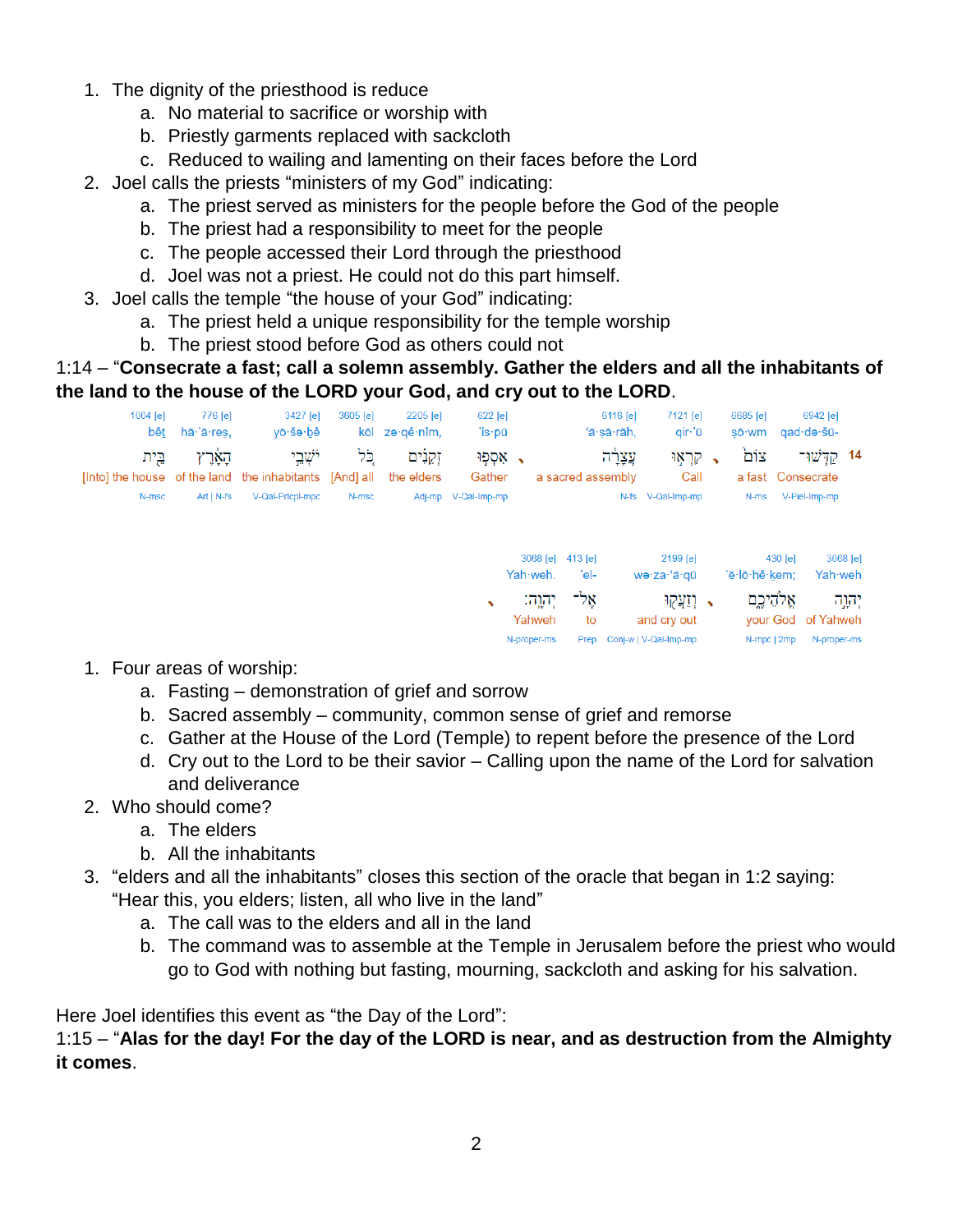1. The dignity of the priesthood is reduce
    a. No material to sacrifice or worship with
    b. Priestly garments replaced with sackcloth
    c. Reduced to wailing and lamenting on their faces before the Lord
2. Joel calls the priests "ministers of my God" indicating:
    a. The priest served as ministers for the people before the God of the people
    b. The priest had a responsibility to meet for the people
    c. The people accessed their Lord through the priesthood
    d. Joel was not a priest. He could not do this part himself.
3. Joel calls the temple "the house of your God" indicating:
    a. The priest held a unique responsibility for the temple worship
    b. The priest stood before God as others could not

1:14 – "**Consecrate a fast; call a solemn assembly. Gather the elders and all the inhabitants of the land to the house of the LORD your God, and cry out to the LORD**."

| 1004 [e] | 776 [e] | 3427 [e] | 3605 [e] | 2205 [e] | 622 [e] | 6116 [e] | 7121 [e] | 6685 [e] | 6942 [e] | |
|---|---|---|---|---|---|---|---|---|---|---|
| bêṯ | hā·'ā·reṣ, | yō·šə·ḇê | kōl | zə·qê·nîm, | 'is·pū | 'ă·ṣā·rāh, | qir·'ū | ṣō·wm | qad·də·šū- | |
| בֵּית | הָאָרֶץ | יֹשְׁבֵי | כֹּל | זְקֵנִים | אִסְפוּ ، | עֲצָרָה | קִרְאוּ ، | צוֹם | קַדְּשׁוּ־ | 14 |
| [Into] the house | of the land | the inhabitants | [And] all | the elders | Gather | a sacred assembly | Call | a fast | Consecrate | |
| N-msc | Art \| N-fs | V-Qal-Prtcpl-mpc | N-msc | Adj-mp | V-Qal-Imp-mp | N-fs | V-Qal-Imp-mp | N-ms | V-Piel-Imp-mp | |

| 3068 [e] | 413 [e] | 2199 [e] | 430 [e] | 3068 [e] |
|---|---|---|---|---|
| Yah·weh. | 'el- | wə·za·'ă·qū | 'ĕ·lō·hê·ḵem; | Yah·weh |
| ، יְהוָה׃ | אֶל־ | וְזַעֲקוּ ، | אֱלֹהֵיכֶם | יְהוָה |
| Yahweh | to | and cry out | your God | of Yahweh |
| N-proper-ms | Prep | Conj-w \| V-Qal-Imp-mp | N-mpc \| 2mp | N-proper-ms |

1. Four areas of worship:
    a. Fasting – demonstration of grief and sorrow
    b. Sacred assembly – community, common sense of grief and remorse
    c. Gather at the House of the Lord (Temple) to repent before the presence of the Lord
    d. Cry out to the Lord to be their savior – Calling upon the name of the Lord for salvation and deliverance
2. Who should come?
    a. The elders
    b. All the inhabitants
3. "elders and all the inhabitants" closes this section of the oracle that began in 1:2 saying: "Hear this, you elders; listen, all who live in the land"
    a. The call was to the elders and all in the land
    b. The command was to assemble at the Temple in Jerusalem before the priest who would go to God with nothing but fasting, mourning, sackcloth and asking for his salvation.

Here Joel identifies this event as "the Day of the Lord":

1:15 – "**Alas for the day! For the day of the LORD is near, and as destruction from the Almighty it comes**."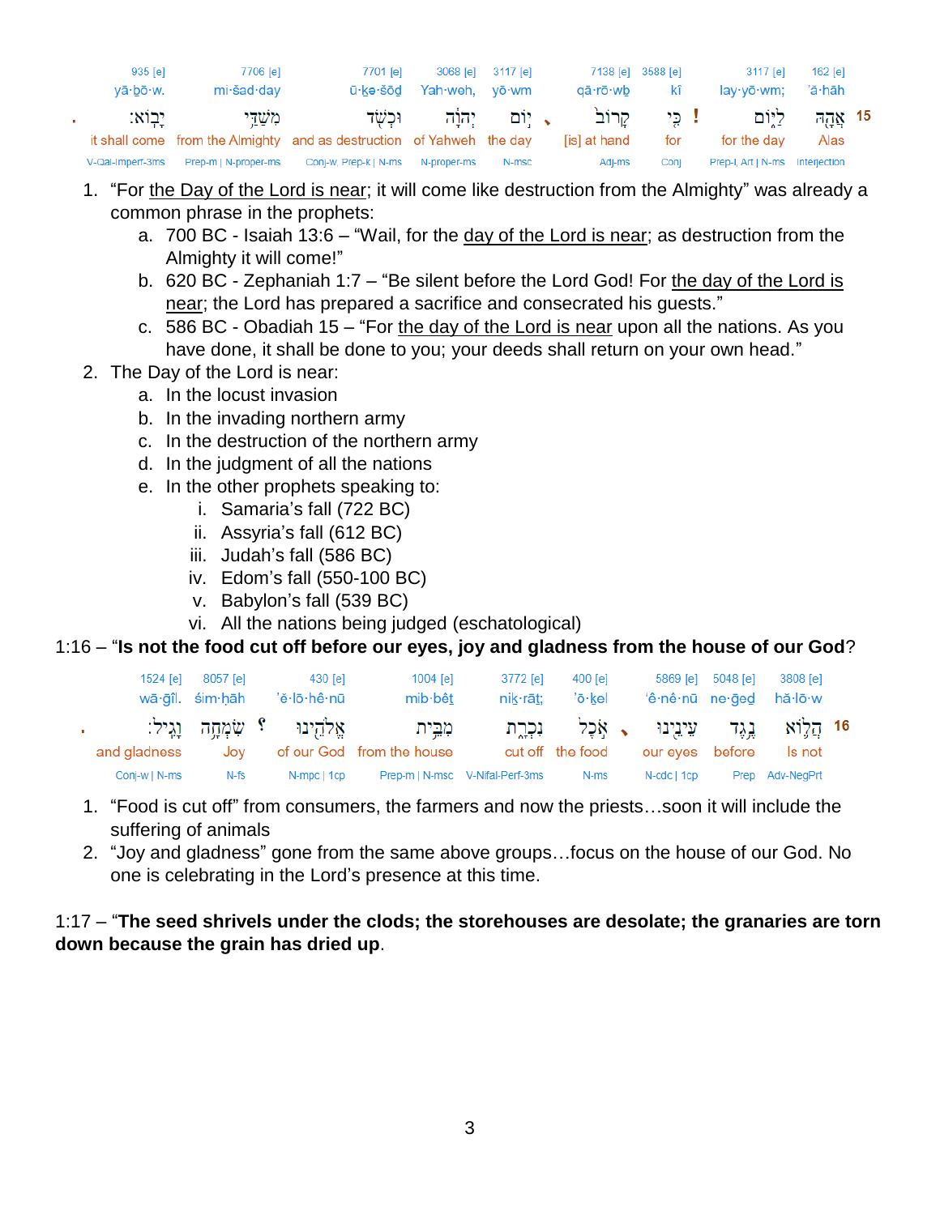| 935 [e] | 7706 [e] | 7701 [e] | 3068 [e] | 3117 [e] | 7138 [e] | 3588 [e] | 3117 [e] | 162 [e] |
|---|---|---|---|---|---|---|---|---|
| yā·ḇō·w. | mi·šad·day | ū·ḵə·šōḏ | Yah·weh, | yō·wm | qā·rō·wḇ | kî | lay·yō·wm; | ’ă·hāh |
| יָבֽוֹא׃ | מִשַׁדַּ֖י | וּכְשֹׁ֥ד | יְהוָ֔ה | י֣וֹם | קָר֖וֹב | כִּ֥י | לַיּ֑וֹם | אֲהָ֖הּ |
| it shall come | from the Almighty | and as destruction | of Yahweh | the day | [is] at hand | for | for the day | Alas |
| V-Qal-Imperf-3ms | Prep-m \| N-proper-ms | Conj-w, Prep-k \| N-ms | N-proper-ms | N-msc | Adj-ms | Conj | Prep-l, Art \| N-ms | Interjection |

15

1. “For the Day of the Lord is near; it will come like destruction from the Almighty” was already a common phrase in the prophets:
   a. 700 BC - Isaiah 13:6 – “Wail, for the day of the Lord is near; as destruction from the Almighty it will come!”
   b. 620 BC - Zephaniah 1:7 – “Be silent before the Lord God! For the day of the Lord is near; the Lord has prepared a sacrifice and consecrated his guests.”
   c. 586 BC - Obadiah 15 – “For the day of the Lord is near upon all the nations. As you have done, it shall be done to you; your deeds shall return on your own head.”
2. The Day of the Lord is near:
   a. In the locust invasion
   b. In the invading northern army
   c. In the destruction of the northern army
   d. In the judgment of all the nations
   e. In the other prophets speaking to:
      i. Samaria’s fall (722 BC)
      ii. Assyria’s fall (612 BC)
      iii. Judah’s fall (586 BC)
      iv. Edom’s fall (550-100 BC)
      v. Babylon’s fall (539 BC)
      vi. All the nations being judged (eschatological)

1:16 – “**Is not the food cut off before our eyes, joy and gladness from the house of our God**?

| 1524 [e] | 8057 [e] | 430 [e] | 1004 [e] | 3772 [e] | 400 [e] | 5869 [e] | 5048 [e] | 3808 [e] |
|---|---|---|---|---|---|---|---|---|
| wā·ḡîl. | śim·ḥāh | ’ĕ·lō·hê·nū | mib·bêṯ | niḵ·rāṯ; | ’ō·ḵel | ’ê·nê·nū | ne·ḡeḏ | hă·lō·w |
| וָגִֽיל׃ | שִׂמְחָ֥ה | אֱלֹהֵ֖ינוּ | מִבֵּ֥ית | נִכְרָ֑ת | אֹ֖כֶל | עֵינֵ֖ינוּ | נֶ֥גֶד | הֲל֛וֹא |
| and gladness | Joy | of our God | from the house | cut off | the food | our eyes | before | Is not |
| Conj-w \| N-ms | N-fs | N-mpc \| 1cp | Prep-m \| N-msc | V-Nifal-Perf-3ms | N-ms | N-cdc \| 1cp | Prep | Adv-NegPrt |

16

1. “Food is cut off” from consumers, the farmers and now the priests…soon it will include the suffering of animals
2. “Joy and gladness” gone from the same above groups…focus on the house of our God. No one is celebrating in the Lord’s presence at this time.

1:17 – “**The seed shrivels under the clods; the storehouses are desolate; the granaries are torn down because the grain has dried up**.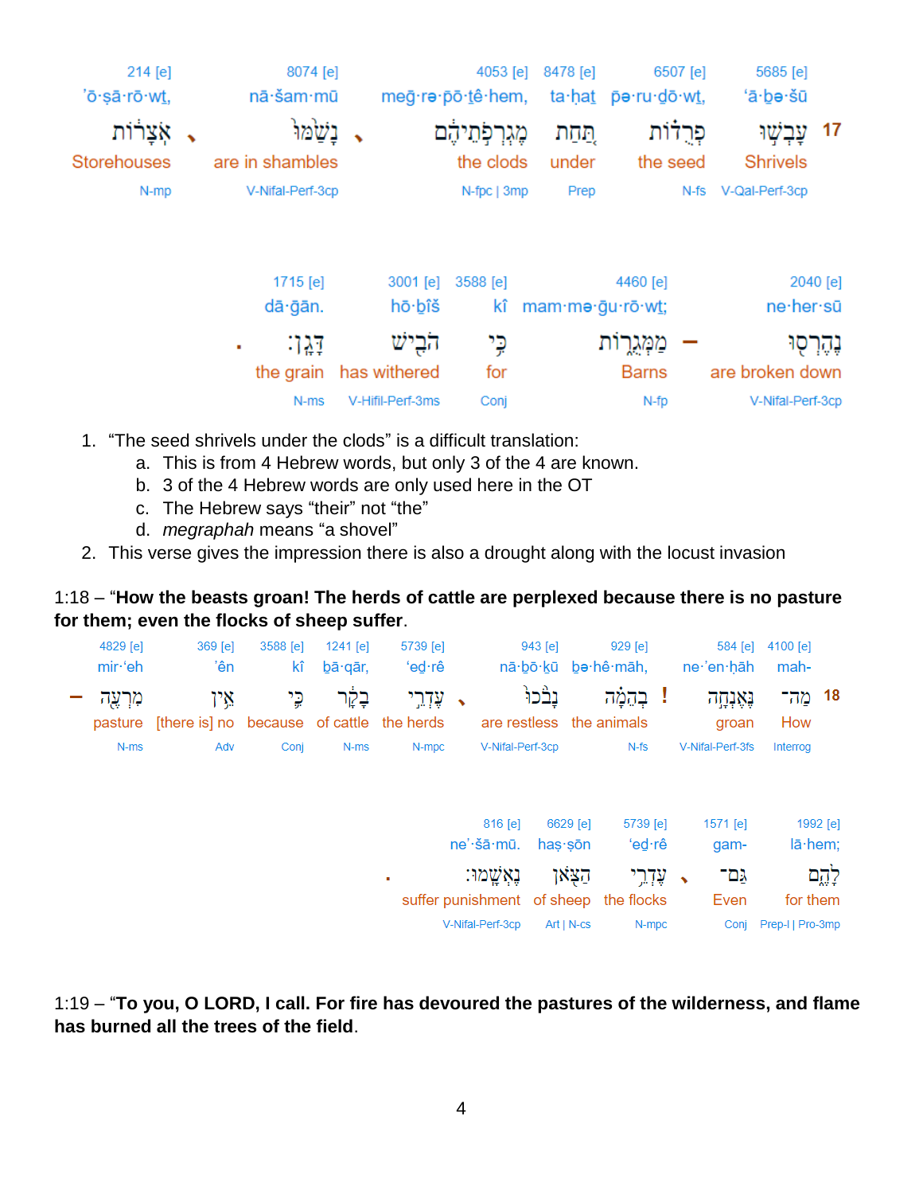| 214 [e] | 8074 [e] | 4053 [e] | 8478 [e] | 6507 [e] | 5685 [e] | |
|---|---|---|---|---|---|---|
| ’ō·ṣā·rō·wṯ, | nā·šam·mū | meḡ·rə·p̄ō·ṯê·hem, | ta·ḥaṯ | pə·ru·ḏō·wṯ, | ‘ā·bə·šū | |
| אֹֽצָרוֹת ، | נָשַׁ֫מּוּ ، | מֶגְרְפֹ֣תֵיהֶ֔ם | תַּ֚חַת | פְרֻד֗וֹת | עָבְשׁ֣וּ | 17 |
| Storehouses | are in shambles | the clods | under | the seed | Shrivels | |
| N-mp | V-Nifal-Perf-3cp | N-fpc \| 3mp | Prep | N-fs | V-Qal-Perf-3cp | |

| 1715 [e] | 3001 [e] | 3588 [e] | 4460 [e] | 2040 [e] |
|---|---|---|---|---|
| dā·ḡān. | hō·ḇîš | kî | mam·mə·ḡu·rō·wṯ; | ne·her·sū |
| . דָּגָֽן׃ | הֹ֖בִישׁ | כִּ֥י | מַמְּגֻר֑וֹת – | נֶהֶרְס֖וּ |
| the grain | has withered | for | Barns | are broken down |
| N-ms | V-Hifil-Perf-3ms | Conj | N-fp | V-Nifal-Perf-3cp |

1. “The seed shrivels under the clods” is a difficult translation:
   a. This is from 4 Hebrew words, but only 3 of the 4 are known.
   b. 3 of the 4 Hebrew words are only used here in the OT
   c. The Hebrew says “their” not “the”
   d. *megraphah* means “a shovel”
2. This verse gives the impression there is also a drought along with the locust invasion

1:18 – “**How the beasts groan! The herds of cattle are perplexed because there is no pasture for them; even the flocks of sheep suffer**.

| 4829 [e] | 369 [e] | 3588 [e] | 1241 [e] | 5739 [e] | 943 [e] | 929 [e] | 584 [e] | 4100 [e] | |
|---|---|---|---|---|---|---|---|---|---|
| mir·‘eh | ’ên | kî | ḇā·qār, | ‘eḏ·rê | nā·ḇō·ḵū | bə·hê·māh, | ne·’en·ḥāh | mah- | |
| – מִרְעֶ֖ה | אֵ֥ין | כִּ֛י | בָּקָ֔ר | עֶדְרֵ֣י ، | נָבֹ֙כוּ֙ | בְהֵמָ֗ה ! | נֶּאֶנְחָ֣ה | מַה־ | 18 |
| pasture | [there is] no | because | of cattle | the herds | are restless | the animals | groan | How | |
| N-ms | Adv | Conj | N-ms | N-mpc | V-Nifal-Perf-3cp | N-fs | V-Nifal-Perf-3fs | Interrog | |

| 816 [e] | 6629 [e] | 5739 [e] | 1571 [e] | 1992 [e] |
|---|---|---|---|---|
| ne’·šā·mū. | haṣ·ṣōn | ‘eḏ·rê | gam- | lā·hem; |
| . נֶאְשָֽׁמוּ׃ | הַצֹּ֖אן | עֶדְרֵ֥י ، | גַּם־ | לָהֶ֑ם |
| suffer punishment | of sheep | the flocks | Even | for them |
| V-Nifal-Perf-3cp | Art \| N-cs | N-mpc | Conj | Prep-l \| Pro-3mp |

1:19 – “**To you, O LORD, I call. For fire has devoured the pastures of the wilderness, and flame has burned all the trees of the field**.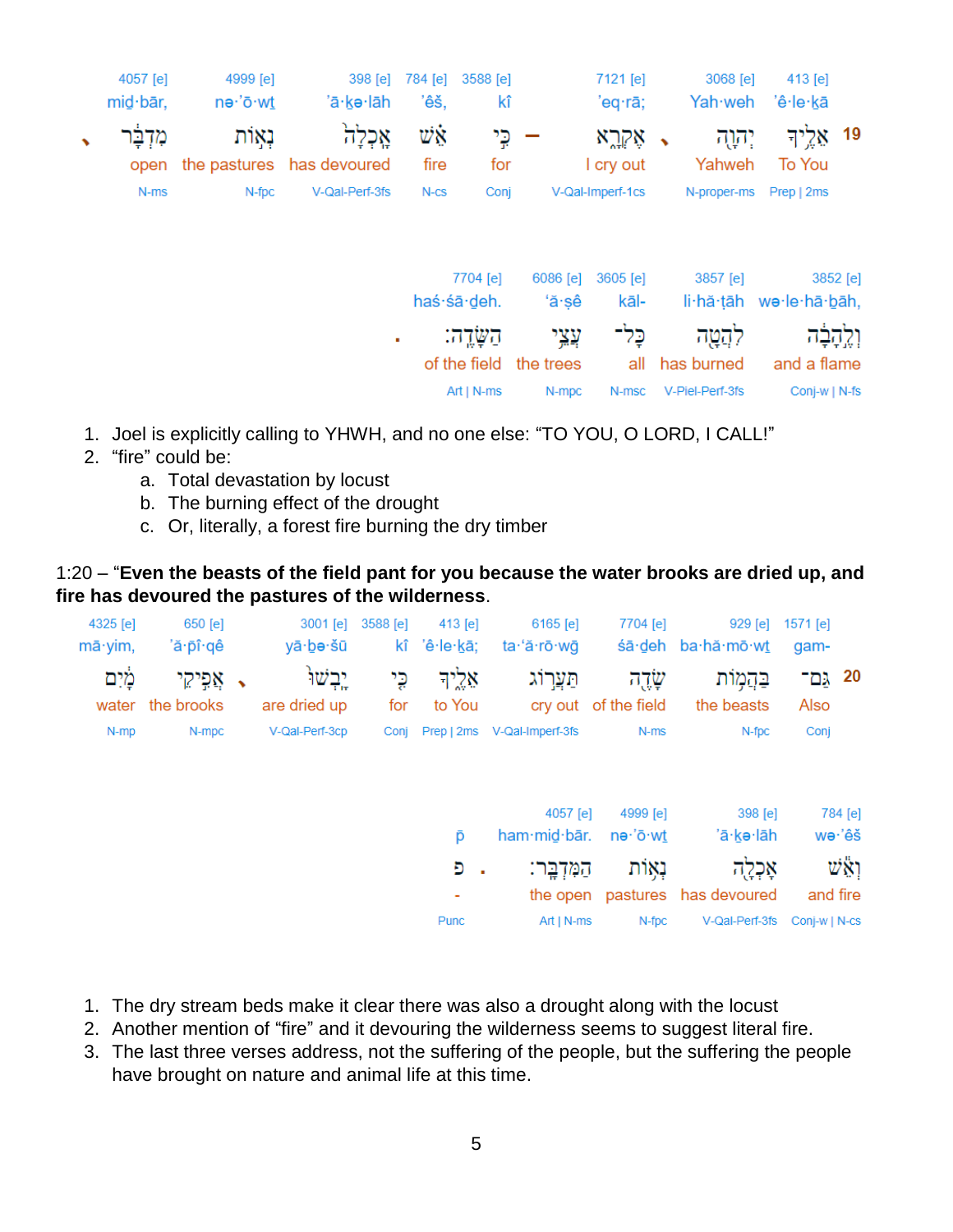| 4057 [e] | 4999 [e] | 398 [e] | 784 [e] | 3588 [e] | | 7121 [e] | | 3068 [e] | 413 [e] | |
|---|---|---|---|---|---|---|---|---|---|---|
| miḏ·bār, | nə·'ō·wṯ | 'ā·ḵə·lāh | 'êš, | kî | | 'eq·rā; | | Yah·weh | 'ê·le·ḵā | |
| מִדְבָּ֔ר | נְא֣וֹת | אָֽכְלָה֙ | אֵ֗שׁ | כִּ֣י | – | אֶקְרָ֑א | ، | יְהוָ֖ה | אֵלֶ֥יךָ | 19 |
| open | the pastures | has devoured | fire | for | | I cry out | | Yahweh | To You | |
| N-ms | N-fpc | V-Qal-Perf-3fs | N-cs | Conj | | V-Qal-Imperf-1cs | | N-proper-ms | Prep \| 2ms | |

| 7704 [e] | 6086 [e] | 3605 [e] | 3857 [e] | 3852 [e] |
|---|---|---|---|---|
| haś·śā·ḏeh. | 'ă·ṣê | kāl- | li·hă·ṭāh | wə·le·hā·ḇāh, |
| הַשָּׂדֶֽה׃ | עֲצֵ֥י | כָּל־ | לִהֲטָ֖ה | וְלֶ֣הָבָ֔ה |
| of the field | the trees | all | has burned | and a flame |
| Art \| N-ms | N-mpc | N-msc | V-Piel-Perf-3fs | Conj-w \| N-fs |

1. Joel is explicitly calling to YHWH, and no one else: "TO YOU, O LORD, I CALL!"
2. "fire" could be:
   a. Total devastation by locust
   b. The burning effect of the drought
   c. Or, literally, a forest fire burning the dry timber

1:20 – "**Even the beasts of the field pant for you because the water brooks are dried up, and fire has devoured the pastures of the wilderness**."

| 4325 [e] | 650 [e] | | 3001 [e] | 3588 [e] | 413 [e] | 6165 [e] | 7704 [e] | 929 [e] | 1571 [e] | |
|---|---|---|---|---|---|---|---|---|---|---|
| mā·yim, | 'ă·pî·qê | | yā·ḇə·šū | kî | 'ê·le·ḵā; | ta·'ă·rō·wḡ | śā·ḏeh | ba·hă·mō·wṯ | gam- | |
| מָ֔יִם | אֲפִ֣יקֵי | ، | יָֽבְשׁוּ֙ | כִּ֤י | אֵלֶ֑יךָ | תַּעֲר֣וֹג | שָׂדֶ֖ה | בַּהֲמ֥וֹת | גַּם־ | 20 |
| water | the brooks | | are dried up | for | to You | cry out | of the field | the beasts | Also | |
| N-mp | N-mpc | | V-Qal-Perf-3cp | Conj | Prep \| 2ms | V-Qal-Imperf-3fs | N-ms | N-fpc | Conj | |

| | | 4057 [e] | 4999 [e] | 398 [e] | 784 [e] |
|---|---|---|---|---|---|
| p̄ | | ham·miḏ·bār. | nə·'ō·wṯ | 'ā·ḵə·lāh | wə·'êš |
| פ | . | הַמִּדְבָּֽר׃ | נְא֥וֹת | אָכְלָ֖ה | וְאֵ֕שׁ |
| - | | the open | pastures | has devoured | and fire |
| Punc | | Art \| N-ms | N-fpc | V-Qal-Perf-3fs | Conj-w \| N-cs |

1. The dry stream beds make it clear there was also a drought along with the locust
2. Another mention of "fire" and it devouring the wilderness seems to suggest literal fire.
3. The last three verses address, not the suffering of the people, but the suffering the people have brought on nature and animal life at this time.